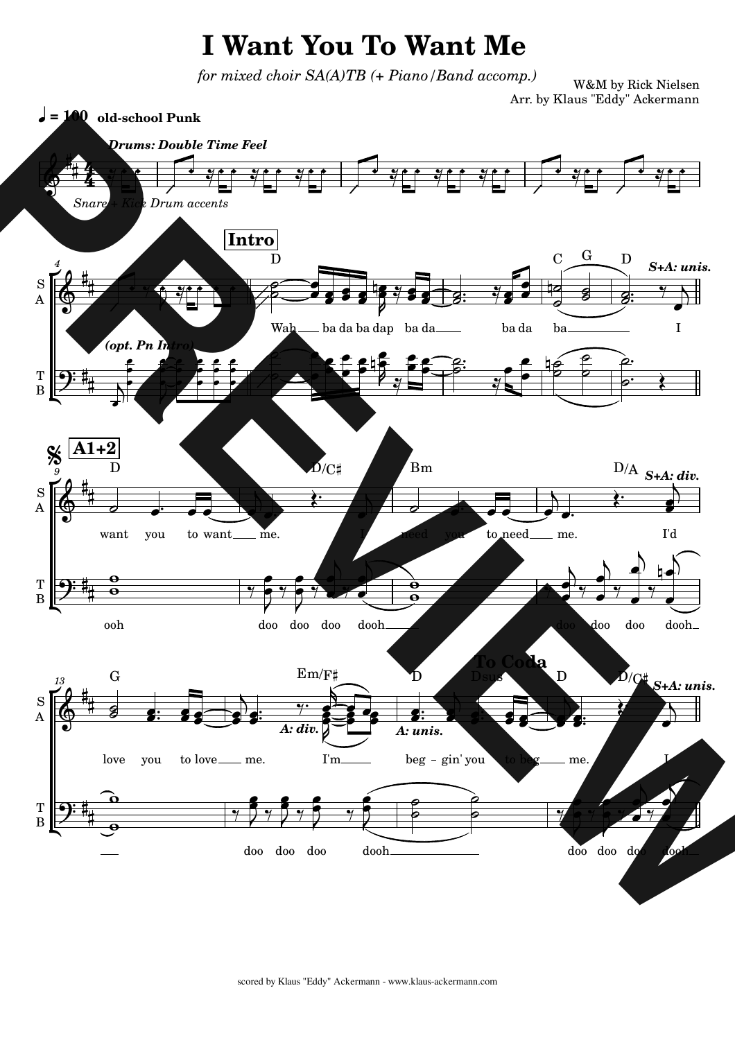# I Want You To Want Me

*for mixed choir SA(A)TB (+ Piano/Band accomp.)*

W&M by Rick Nielsen
Arr. by Klaus "Eddy" Ackermann

scored by Klaus "Eddy" Ackermann - www.klaus-ackermann.com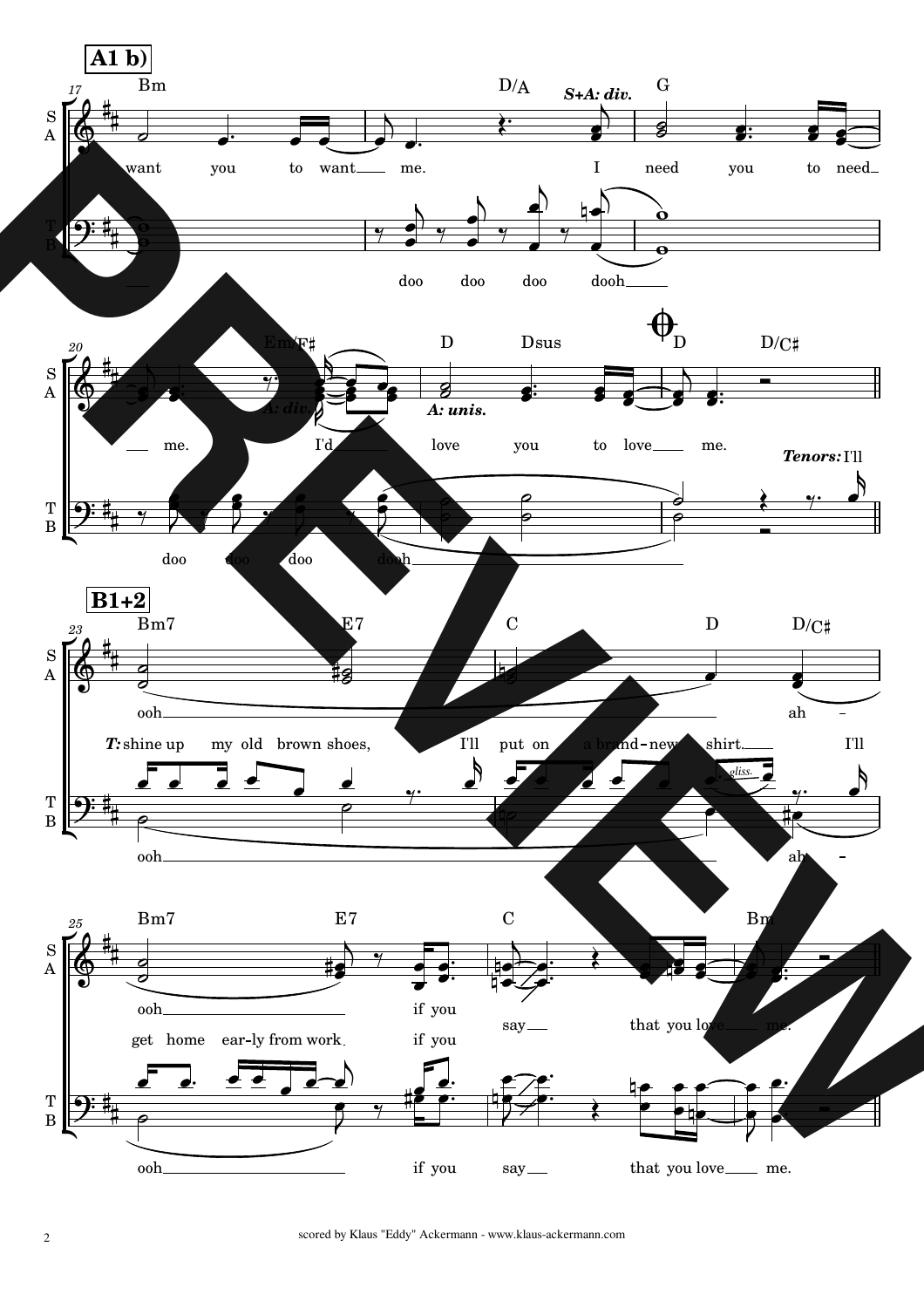**A1 b)**

**B1+2**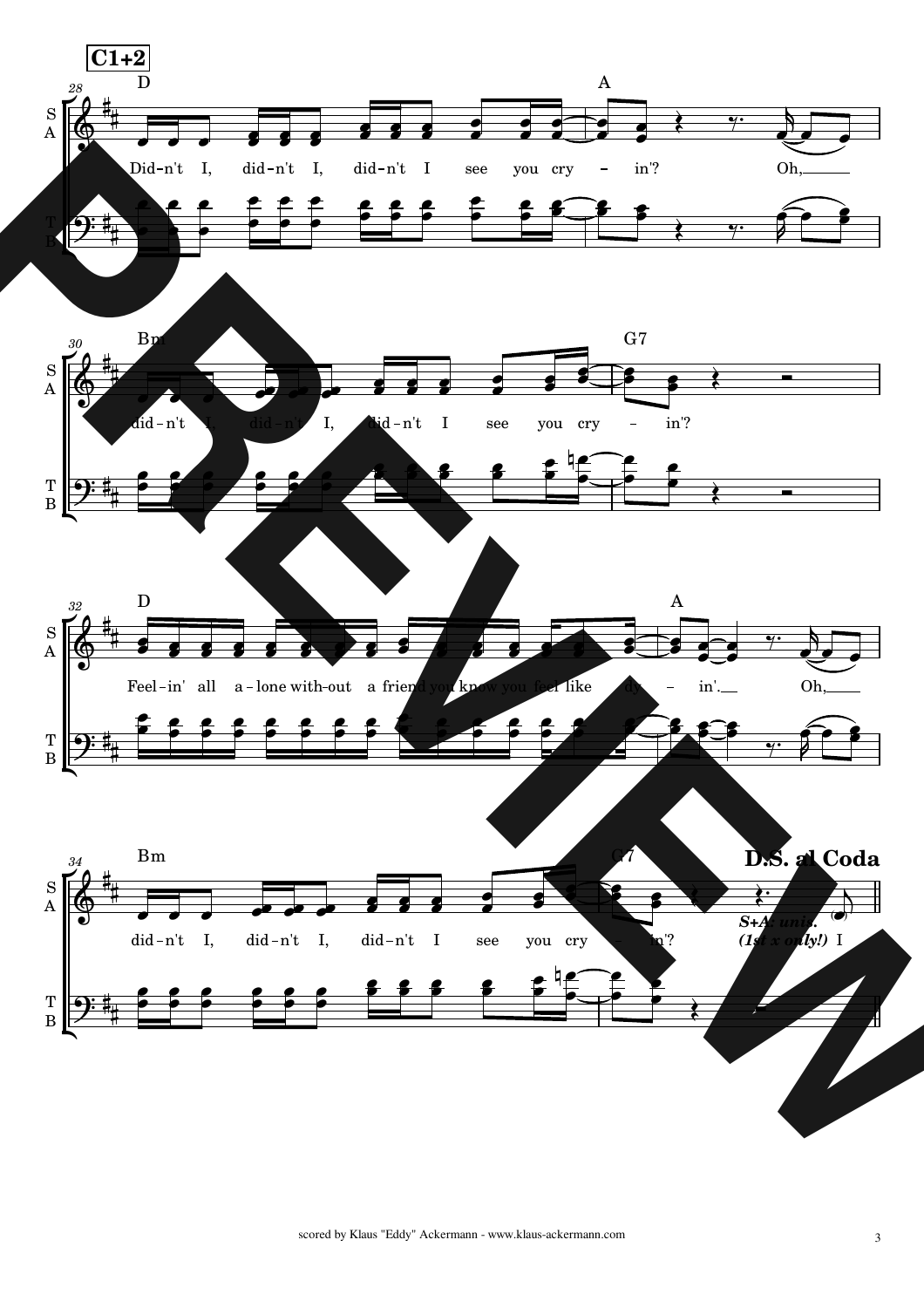**C1+2**

28 D A

Did-n't I, did-n't I, did-n't I see you cry - in'? Oh,

30 Bm G7

did-n't I, did-n't I, did-n't I see you cry - in'?

32 D A

Feel-in' all a-lone with-out a friend you know you feel like dy - in'. Oh,

34 Bm G7

did-n't I, did-n't I, did-n't I see you cry - in'?

**D.S. al Coda**

***S+A: unis. (1st x only!)*** I

scored by Klaus "Eddy" Ackermann - www.klaus-ackermann.com